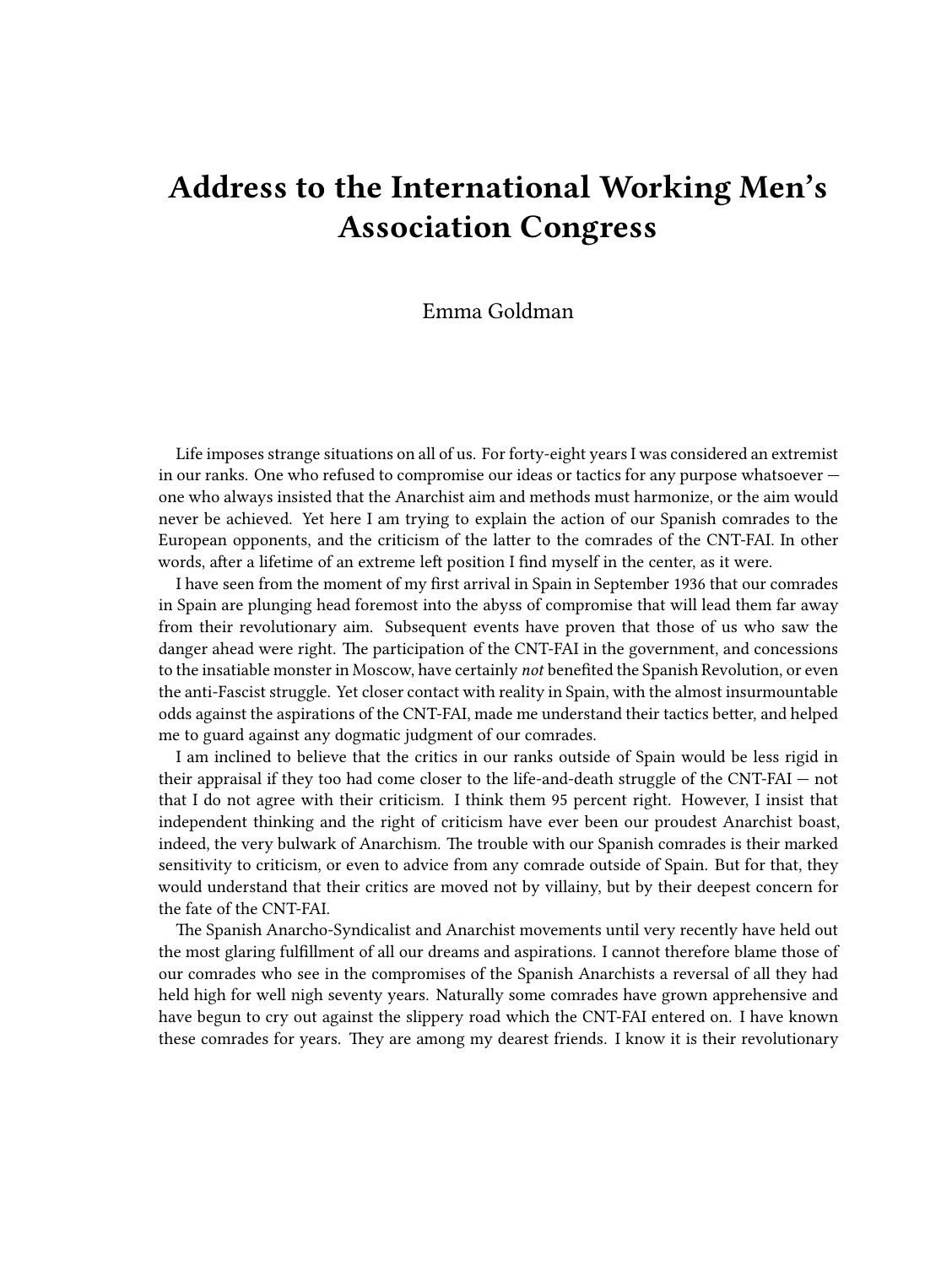# Address to the International Working Men's Association Congress

Emma Goldman

Life imposes strange situations on all of us. For forty-eight years I was considered an extremist in our ranks. One who refused to compromise our ideas or tactics for any purpose whatsoever — one who always insisted that the Anarchist aim and methods must harmonize, or the aim would never be achieved. Yet here I am trying to explain the action of our Spanish comrades to the European opponents, and the criticism of the latter to the comrades of the CNT-FAI. In other words, after a lifetime of an extreme left position I find myself in the center, as it were.

I have seen from the moment of my first arrival in Spain in September 1936 that our comrades in Spain are plunging head foremost into the abyss of compromise that will lead them far away from their revolutionary aim. Subsequent events have proven that those of us who saw the danger ahead were right. The participation of the CNT-FAI in the government, and concessions to the insatiable monster in Moscow, have certainly *not* benefited the Spanish Revolution, or even the anti-Fascist struggle. Yet closer contact with reality in Spain, with the almost insurmountable odds against the aspirations of the CNT-FAI, made me understand their tactics better, and helped me to guard against any dogmatic judgment of our comrades.

I am inclined to believe that the critics in our ranks outside of Spain would be less rigid in their appraisal if they too had come closer to the life-and-death struggle of the CNT-FAI — not that I do not agree with their criticism. I think them 95 percent right. However, I insist that independent thinking and the right of criticism have ever been our proudest Anarchist boast, indeed, the very bulwark of Anarchism. The trouble with our Spanish comrades is their marked sensitivity to criticism, or even to advice from any comrade outside of Spain. But for that, they would understand that their critics are moved not by villainy, but by their deepest concern for the fate of the CNT-FAI.

The Spanish Anarcho-Syndicalist and Anarchist movements until very recently have held out the most glaring fulfillment of all our dreams and aspirations. I cannot therefore blame those of our comrades who see in the compromises of the Spanish Anarchists a reversal of all they had held high for well nigh seventy years. Naturally some comrades have grown apprehensive and have begun to cry out against the slippery road which the CNT-FAI entered on. I have known these comrades for years. They are among my dearest friends. I know it is their revolutionary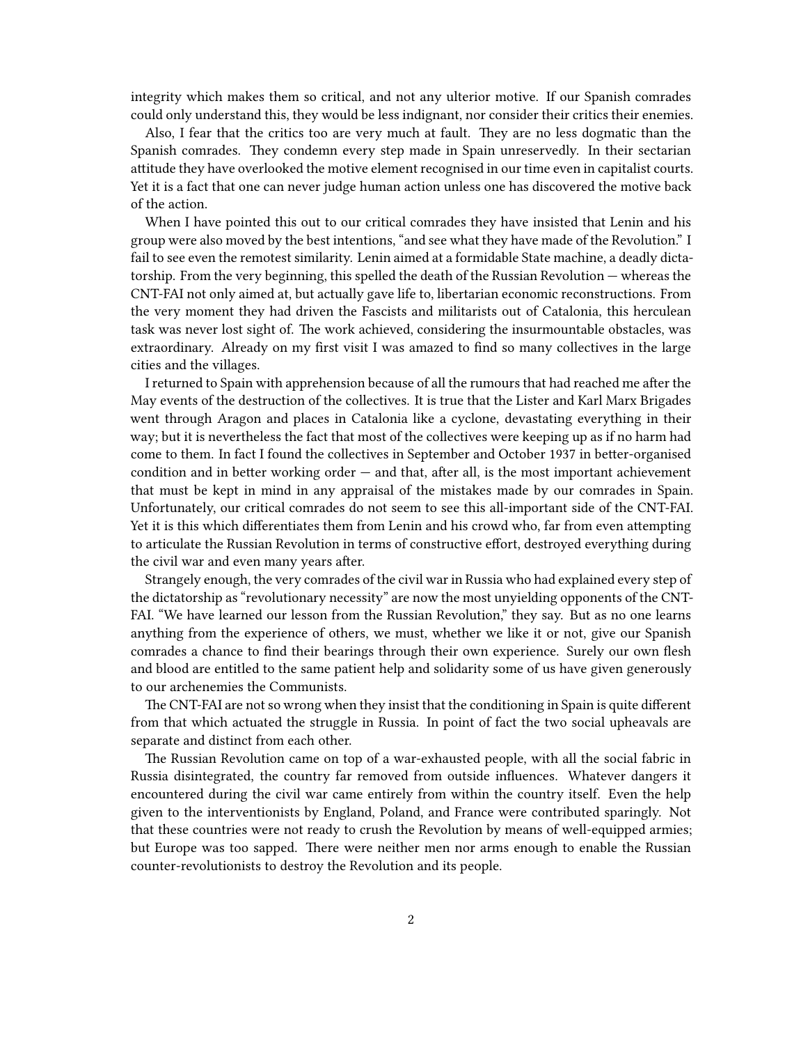integrity which makes them so critical, and not any ulterior motive. If our Spanish comrades could only understand this, they would be less indignant, nor consider their critics their enemies.

Also, I fear that the critics too are very much at fault. They are no less dogmatic than the Spanish comrades. They condemn every step made in Spain unreservedly. In their sectarian attitude they have overlooked the motive element recognised in our time even in capitalist courts. Yet it is a fact that one can never judge human action unless one has discovered the motive back of the action.

When I have pointed this out to our critical comrades they have insisted that Lenin and his group were also moved by the best intentions, "and see what they have made of the Revolution." I fail to see even the remotest similarity. Lenin aimed at a formidable State machine, a deadly dictatorship. From the very beginning, this spelled the death of the Russian Revolution — whereas the CNT-FAI not only aimed at, but actually gave life to, libertarian economic reconstructions. From the very moment they had driven the Fascists and militarists out of Catalonia, this herculean task was never lost sight of. The work achieved, considering the insurmountable obstacles, was extraordinary. Already on my first visit I was amazed to find so many collectives in the large cities and the villages.

I returned to Spain with apprehension because of all the rumours that had reached me after the May events of the destruction of the collectives. It is true that the Lister and Karl Marx Brigades went through Aragon and places in Catalonia like a cyclone, devastating everything in their way; but it is nevertheless the fact that most of the collectives were keeping up as if no harm had come to them. In fact I found the collectives in September and October 1937 in better-organised condition and in better working order — and that, after all, is the most important achievement that must be kept in mind in any appraisal of the mistakes made by our comrades in Spain. Unfortunately, our critical comrades do not seem to see this all-important side of the CNT-FAI. Yet it is this which differentiates them from Lenin and his crowd who, far from even attempting to articulate the Russian Revolution in terms of constructive effort, destroyed everything during the civil war and even many years after.

Strangely enough, the very comrades of the civil war in Russia who had explained every step of the dictatorship as "revolutionary necessity" are now the most unyielding opponents of the CNT-FAI. "We have learned our lesson from the Russian Revolution," they say. But as no one learns anything from the experience of others, we must, whether we like it or not, give our Spanish comrades a chance to find their bearings through their own experience. Surely our own flesh and blood are entitled to the same patient help and solidarity some of us have given generously to our archenemies the Communists.

The CNT-FAI are not so wrong when they insist that the conditioning in Spain is quite different from that which actuated the struggle in Russia. In point of fact the two social upheavals are separate and distinct from each other.

The Russian Revolution came on top of a war-exhausted people, with all the social fabric in Russia disintegrated, the country far removed from outside influences. Whatever dangers it encountered during the civil war came entirely from within the country itself. Even the help given to the interventionists by England, Poland, and France were contributed sparingly. Not that these countries were not ready to crush the Revolution by means of well-equipped armies; but Europe was too sapped. There were neither men nor arms enough to enable the Russian counter-revolutionists to destroy the Revolution and its people.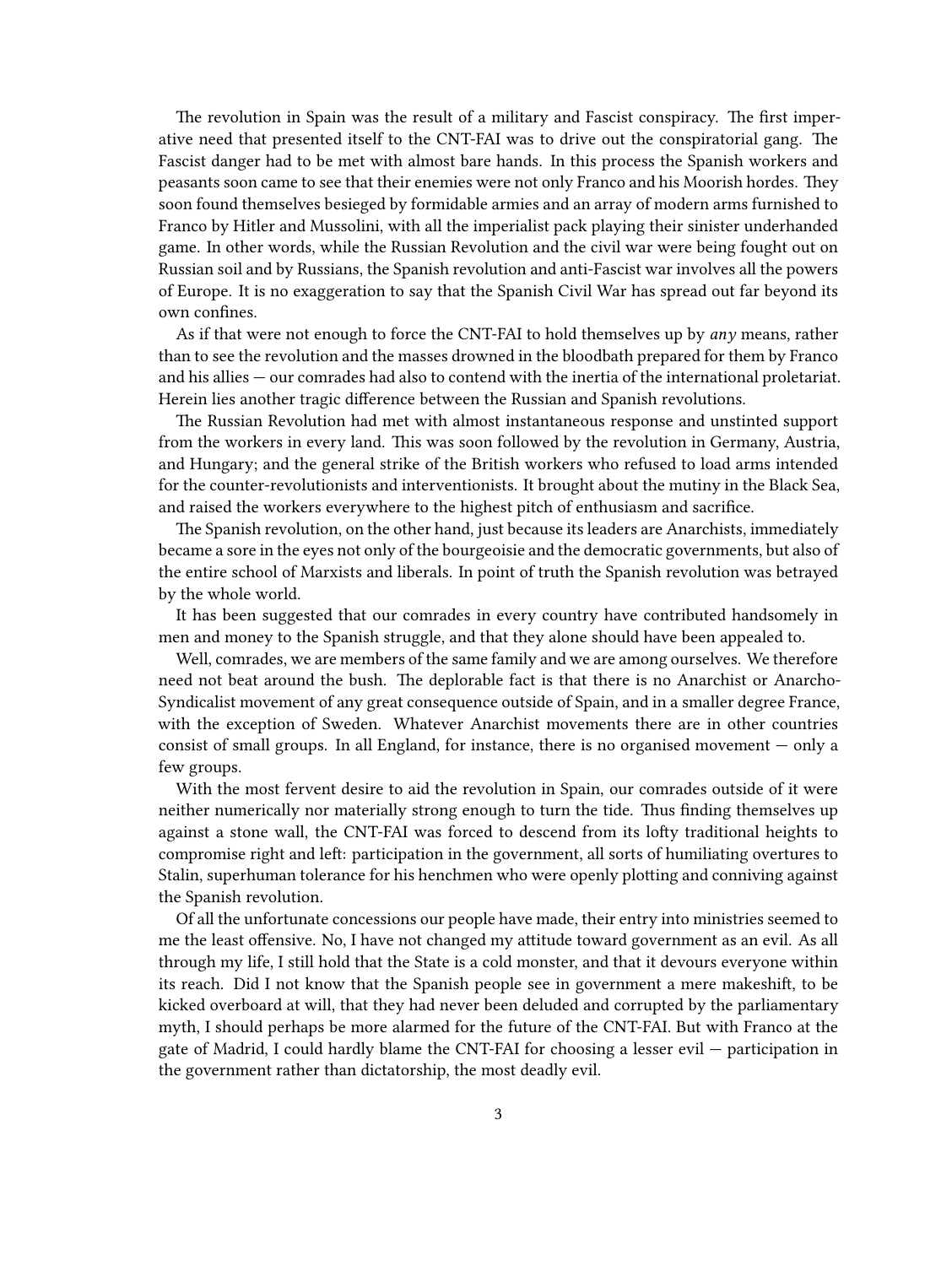The revolution in Spain was the result of a military and Fascist conspiracy. The first imperative need that presented itself to the CNT-FAI was to drive out the conspiratorial gang. The Fascist danger had to be met with almost bare hands. In this process the Spanish workers and peasants soon came to see that their enemies were not only Franco and his Moorish hordes. They soon found themselves besieged by formidable armies and an array of modern arms furnished to Franco by Hitler and Mussolini, with all the imperialist pack playing their sinister underhanded game. In other words, while the Russian Revolution and the civil war were being fought out on Russian soil and by Russians, the Spanish revolution and anti-Fascist war involves all the powers of Europe. It is no exaggeration to say that the Spanish Civil War has spread out far beyond its own confines.

As if that were not enough to force the CNT-FAI to hold themselves up by *any* means, rather than to see the revolution and the masses drowned in the bloodbath prepared for them by Franco and his allies — our comrades had also to contend with the inertia of the international proletariat. Herein lies another tragic difference between the Russian and Spanish revolutions.

The Russian Revolution had met with almost instantaneous response and unstinted support from the workers in every land. This was soon followed by the revolution in Germany, Austria, and Hungary; and the general strike of the British workers who refused to load arms intended for the counter-revolutionists and interventionists. It brought about the mutiny in the Black Sea, and raised the workers everywhere to the highest pitch of enthusiasm and sacrifice.

The Spanish revolution, on the other hand, just because its leaders are Anarchists, immediately became a sore in the eyes not only of the bourgeoisie and the democratic governments, but also of the entire school of Marxists and liberals. In point of truth the Spanish revolution was betrayed by the whole world.

It has been suggested that our comrades in every country have contributed handsomely in men and money to the Spanish struggle, and that they alone should have been appealed to.

Well, comrades, we are members of the same family and we are among ourselves. We therefore need not beat around the bush. The deplorable fact is that there is no Anarchist or Anarcho-Syndicalist movement of any great consequence outside of Spain, and in a smaller degree France, with the exception of Sweden. Whatever Anarchist movements there are in other countries consist of small groups. In all England, for instance, there is no organised movement — only a few groups.

With the most fervent desire to aid the revolution in Spain, our comrades outside of it were neither numerically nor materially strong enough to turn the tide. Thus finding themselves up against a stone wall, the CNT-FAI was forced to descend from its lofty traditional heights to compromise right and left: participation in the government, all sorts of humiliating overtures to Stalin, superhuman tolerance for his henchmen who were openly plotting and conniving against the Spanish revolution.

Of all the unfortunate concessions our people have made, their entry into ministries seemed to me the least offensive. No, I have not changed my attitude toward government as an evil. As all through my life, I still hold that the State is a cold monster, and that it devours everyone within its reach. Did I not know that the Spanish people see in government a mere makeshift, to be kicked overboard at will, that they had never been deluded and corrupted by the parliamentary myth, I should perhaps be more alarmed for the future of the CNT-FAI. But with Franco at the gate of Madrid, I could hardly blame the CNT-FAI for choosing a lesser evil — participation in the government rather than dictatorship, the most deadly evil.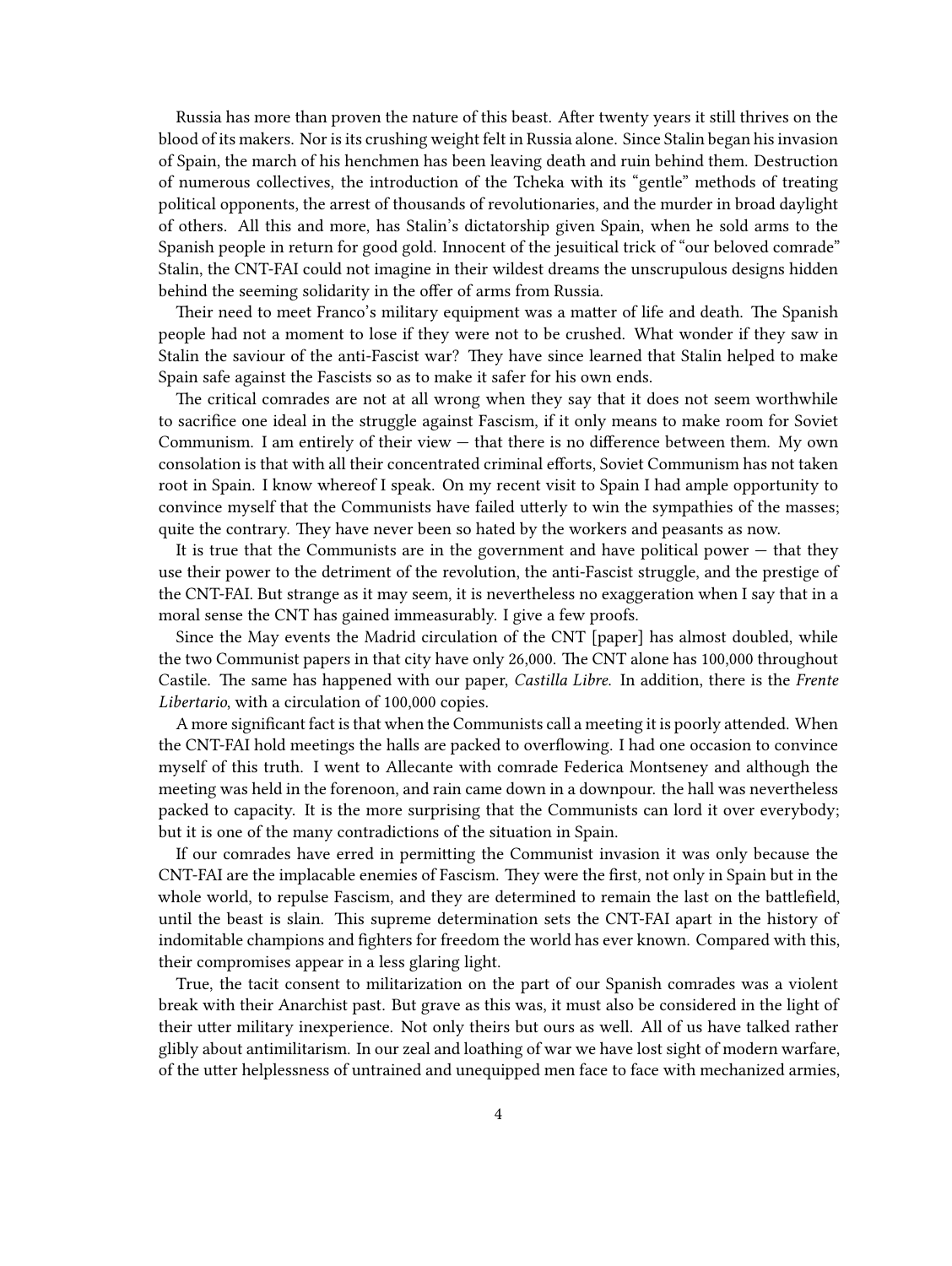Russia has more than proven the nature of this beast. After twenty years it still thrives on the blood of its makers. Nor is its crushing weight felt in Russia alone. Since Stalin began his invasion of Spain, the march of his henchmen has been leaving death and ruin behind them. Destruction of numerous collectives, the introduction of the Tcheka with its "gentle" methods of treating political opponents, the arrest of thousands of revolutionaries, and the murder in broad daylight of others. All this and more, has Stalin's dictatorship given Spain, when he sold arms to the Spanish people in return for good gold. Innocent of the jesuitical trick of "our beloved comrade" Stalin, the CNT-FAI could not imagine in their wildest dreams the unscrupulous designs hidden behind the seeming solidarity in the offer of arms from Russia.

Their need to meet Franco's military equipment was a matter of life and death. The Spanish people had not a moment to lose if they were not to be crushed. What wonder if they saw in Stalin the saviour of the anti-Fascist war? They have since learned that Stalin helped to make Spain safe against the Fascists so as to make it safer for his own ends.

The critical comrades are not at all wrong when they say that it does not seem worthwhile to sacrifice one ideal in the struggle against Fascism, if it only means to make room for Soviet Communism. I am entirely of their view — that there is no difference between them. My own consolation is that with all their concentrated criminal efforts, Soviet Communism has not taken root in Spain. I know whereof I speak. On my recent visit to Spain I had ample opportunity to convince myself that the Communists have failed utterly to win the sympathies of the masses; quite the contrary. They have never been so hated by the workers and peasants as now.

It is true that the Communists are in the government and have political power — that they use their power to the detriment of the revolution, the anti-Fascist struggle, and the prestige of the CNT-FAI. But strange as it may seem, it is nevertheless no exaggeration when I say that in a moral sense the CNT has gained immeasurably. I give a few proofs.

Since the May events the Madrid circulation of the CNT [paper] has almost doubled, while the two Communist papers in that city have only 26,000. The CNT alone has 100,000 throughout Castile. The same has happened with our paper, *Castilla Libre*. In addition, there is the *Frente Libertario*, with a circulation of 100,000 copies.

A more significant fact is that when the Communists call a meeting it is poorly attended. When the CNT-FAI hold meetings the halls are packed to overflowing. I had one occasion to convince myself of this truth. I went to Allecante with comrade Federica Montseney and although the meeting was held in the forenoon, and rain came down in a downpour. the hall was nevertheless packed to capacity. It is the more surprising that the Communists can lord it over everybody; but it is one of the many contradictions of the situation in Spain.

If our comrades have erred in permitting the Communist invasion it was only because the CNT-FAI are the implacable enemies of Fascism. They were the first, not only in Spain but in the whole world, to repulse Fascism, and they are determined to remain the last on the battlefield, until the beast is slain. This supreme determination sets the CNT-FAI apart in the history of indomitable champions and fighters for freedom the world has ever known. Compared with this, their compromises appear in a less glaring light.

True, the tacit consent to militarization on the part of our Spanish comrades was a violent break with their Anarchist past. But grave as this was, it must also be considered in the light of their utter military inexperience. Not only theirs but ours as well. All of us have talked rather glibly about antimilitarism. In our zeal and loathing of war we have lost sight of modern warfare, of the utter helplessness of untrained and unequipped men face to face with mechanized armies,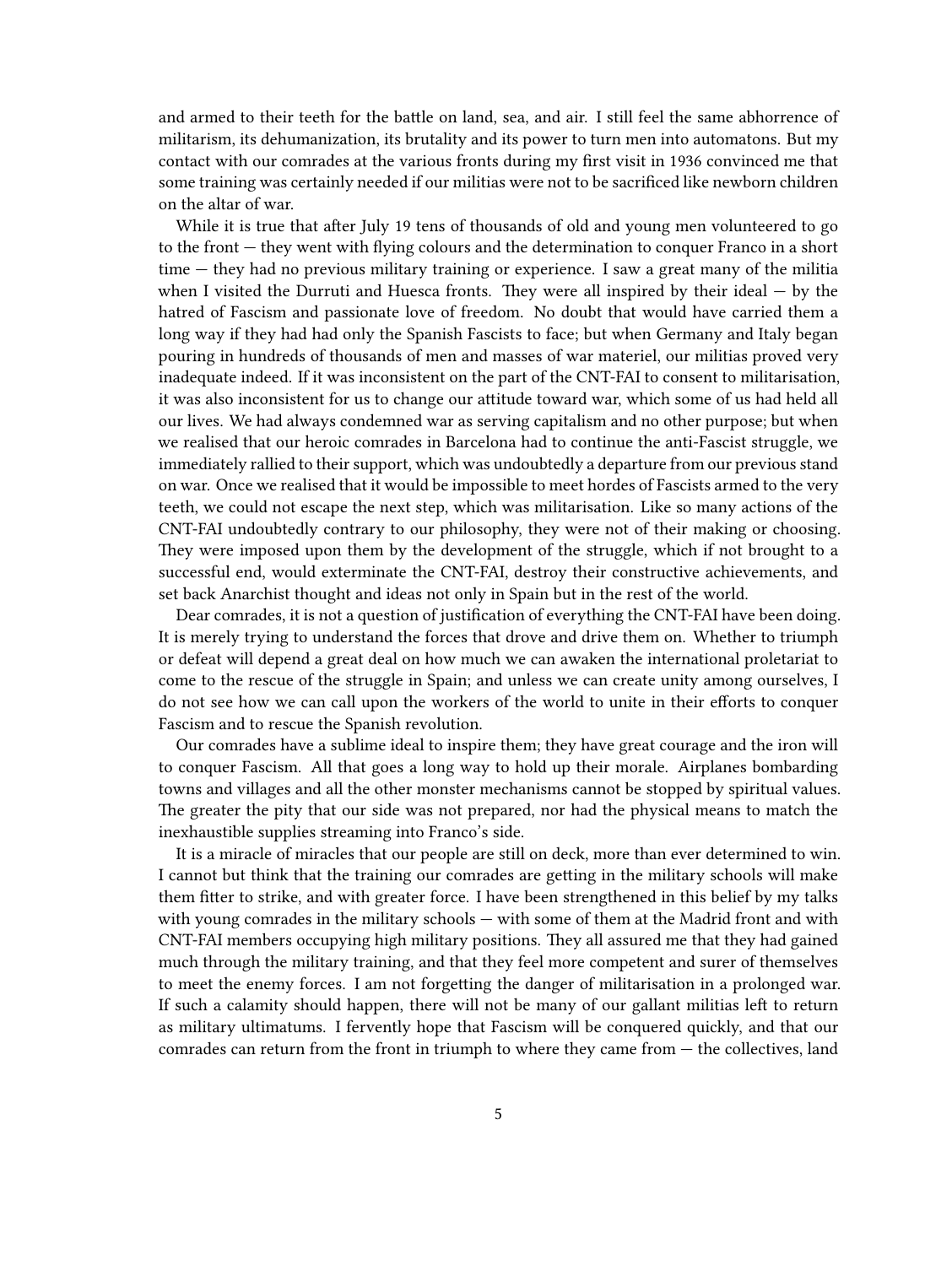and armed to their teeth for the battle on land, sea, and air. I still feel the same abhorrence of militarism, its dehumanization, its brutality and its power to turn men into automatons. But my contact with our comrades at the various fronts during my first visit in 1936 convinced me that some training was certainly needed if our militias were not to be sacrificed like newborn children on the altar of war.

While it is true that after July 19 tens of thousands of old and young men volunteered to go to the front — they went with flying colours and the determination to conquer Franco in a short time — they had no previous military training or experience. I saw a great many of the militia when I visited the Durruti and Huesca fronts. They were all inspired by their ideal — by the hatred of Fascism and passionate love of freedom. No doubt that would have carried them a long way if they had had only the Spanish Fascists to face; but when Germany and Italy began pouring in hundreds of thousands of men and masses of war materiel, our militias proved very inadequate indeed. If it was inconsistent on the part of the CNT-FAI to consent to militarisation, it was also inconsistent for us to change our attitude toward war, which some of us had held all our lives. We had always condemned war as serving capitalism and no other purpose; but when we realised that our heroic comrades in Barcelona had to continue the anti-Fascist struggle, we immediately rallied to their support, which was undoubtedly a departure from our previous stand on war. Once we realised that it would be impossible to meet hordes of Fascists armed to the very teeth, we could not escape the next step, which was militarisation. Like so many actions of the CNT-FAI undoubtedly contrary to our philosophy, they were not of their making or choosing. They were imposed upon them by the development of the struggle, which if not brought to a successful end, would exterminate the CNT-FAI, destroy their constructive achievements, and set back Anarchist thought and ideas not only in Spain but in the rest of the world.

Dear comrades, it is not a question of justification of everything the CNT-FAI have been doing. It is merely trying to understand the forces that drove and drive them on. Whether to triumph or defeat will depend a great deal on how much we can awaken the international proletariat to come to the rescue of the struggle in Spain; and unless we can create unity among ourselves, I do not see how we can call upon the workers of the world to unite in their efforts to conquer Fascism and to rescue the Spanish revolution.

Our comrades have a sublime ideal to inspire them; they have great courage and the iron will to conquer Fascism. All that goes a long way to hold up their morale. Airplanes bombarding towns and villages and all the other monster mechanisms cannot be stopped by spiritual values. The greater the pity that our side was not prepared, nor had the physical means to match the inexhaustible supplies streaming into Franco's side.

It is a miracle of miracles that our people are still on deck, more than ever determined to win. I cannot but think that the training our comrades are getting in the military schools will make them fitter to strike, and with greater force. I have been strengthened in this belief by my talks with young comrades in the military schools — with some of them at the Madrid front and with CNT-FAI members occupying high military positions. They all assured me that they had gained much through the military training, and that they feel more competent and surer of themselves to meet the enemy forces. I am not forgetting the danger of militarisation in a prolonged war. If such a calamity should happen, there will not be many of our gallant militias left to return as military ultimatums. I fervently hope that Fascism will be conquered quickly, and that our comrades can return from the front in triumph to where they came from — the collectives, land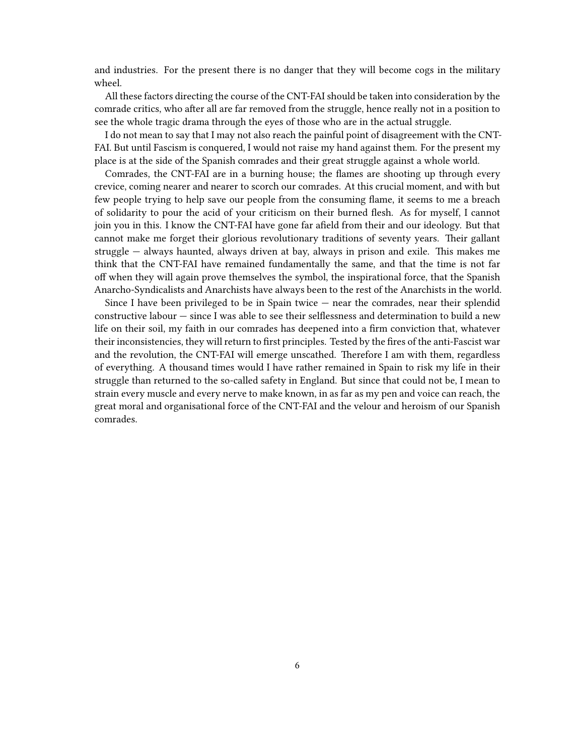and industries. For the present there is no danger that they will become cogs in the military wheel.

All these factors directing the course of the CNT-FAI should be taken into consideration by the comrade critics, who after all are far removed from the struggle, hence really not in a position to see the whole tragic drama through the eyes of those who are in the actual struggle.

I do not mean to say that I may not also reach the painful point of disagreement with the CNT-FAI. But until Fascism is conquered, I would not raise my hand against them. For the present my place is at the side of the Spanish comrades and their great struggle against a whole world.

Comrades, the CNT-FAI are in a burning house; the flames are shooting up through every crevice, coming nearer and nearer to scorch our comrades. At this crucial moment, and with but few people trying to help save our people from the consuming flame, it seems to me a breach of solidarity to pour the acid of your criticism on their burned flesh. As for myself, I cannot join you in this. I know the CNT-FAI have gone far afield from their and our ideology. But that cannot make me forget their glorious revolutionary traditions of seventy years. Their gallant struggle — always haunted, always driven at bay, always in prison and exile. This makes me think that the CNT-FAI have remained fundamentally the same, and that the time is not far off when they will again prove themselves the symbol, the inspirational force, that the Spanish Anarcho-Syndicalists and Anarchists have always been to the rest of the Anarchists in the world.

Since I have been privileged to be in Spain twice — near the comrades, near their splendid constructive labour — since I was able to see their selflessness and determination to build a new life on their soil, my faith in our comrades has deepened into a firm conviction that, whatever their inconsistencies, they will return to first principles. Tested by the fires of the anti-Fascist war and the revolution, the CNT-FAI will emerge unscathed. Therefore I am with them, regardless of everything. A thousand times would I have rather remained in Spain to risk my life in their struggle than returned to the so-called safety in England. But since that could not be, I mean to strain every muscle and every nerve to make known, in as far as my pen and voice can reach, the great moral and organisational force of the CNT-FAI and the velour and heroism of our Spanish comrades.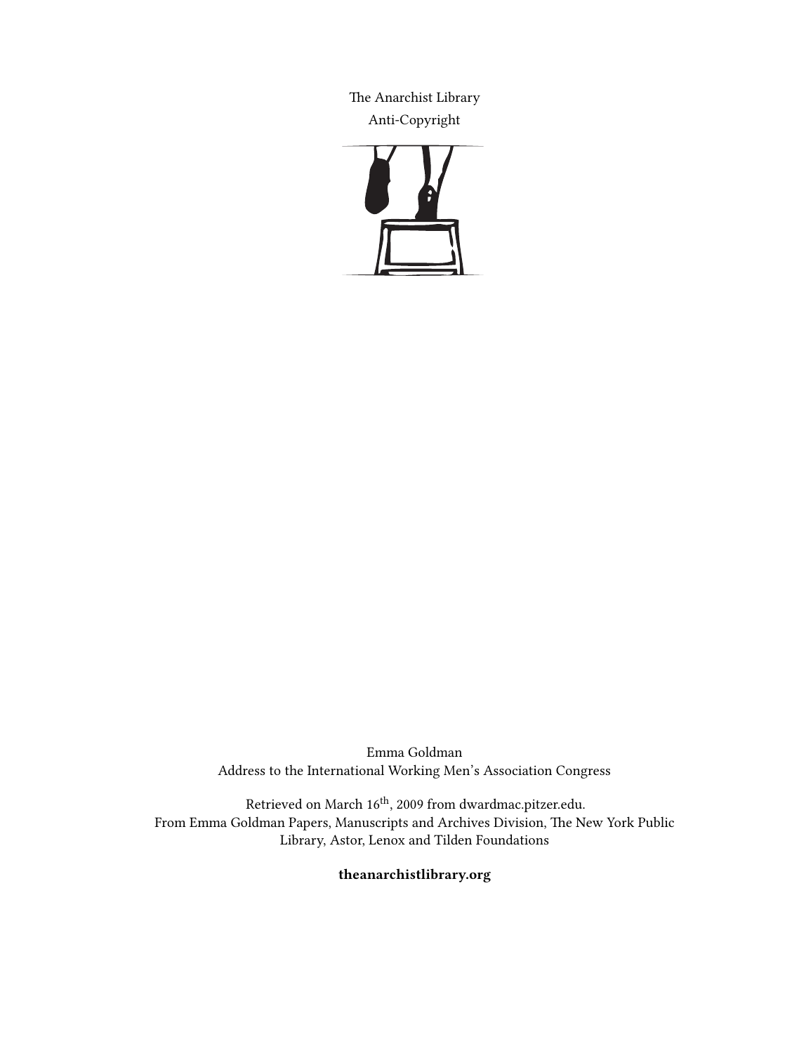The Anarchist Library
Anti-Copyright

Emma Goldman
Address to the International Working Men's Association Congress

Retrieved on March 16th, 2009 from dwardmac.pitzer.edu.
From Emma Goldman Papers, Manuscripts and Archives Division, The New York Public Library, Astor, Lenox and Tilden Foundations

**theanarchistlibrary.org**